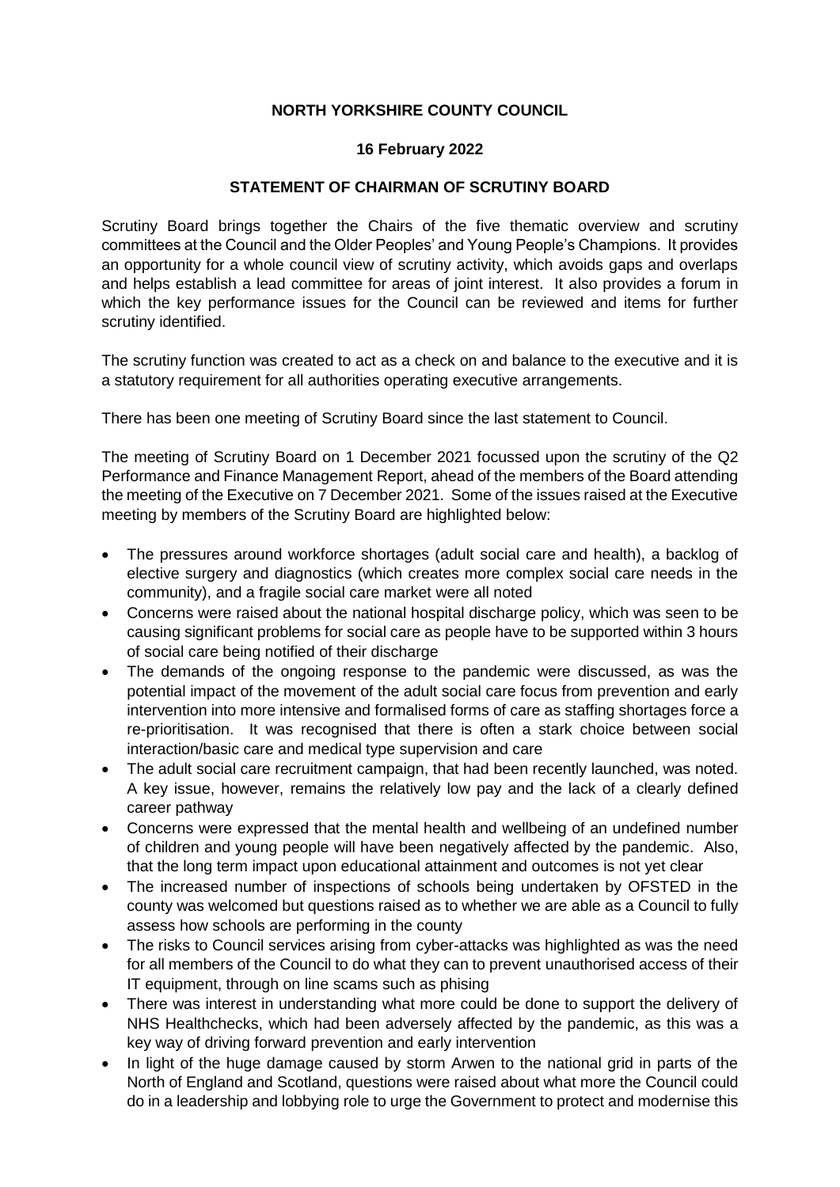**NORTH YORKSHIRE COUNTY COUNCIL**

**16 February 2022**

**STATEMENT OF CHAIRMAN OF SCRUTINY BOARD**

Scrutiny Board brings together the Chairs of the five thematic overview and scrutiny committees at the Council and the Older Peoples' and Young People's Champions. It provides an opportunity for a whole council view of scrutiny activity, which avoids gaps and overlaps and helps establish a lead committee for areas of joint interest. It also provides a forum in which the key performance issues for the Council can be reviewed and items for further scrutiny identified.

The scrutiny function was created to act as a check on and balance to the executive and it is a statutory requirement for all authorities operating executive arrangements.

There has been one meeting of Scrutiny Board since the last statement to Council.

The meeting of Scrutiny Board on 1 December 2021 focussed upon the scrutiny of the Q2 Performance and Finance Management Report, ahead of the members of the Board attending the meeting of the Executive on 7 December 2021. Some of the issues raised at the Executive meeting by members of the Scrutiny Board are highlighted below:

- The pressures around workforce shortages (adult social care and health), a backlog of elective surgery and diagnostics (which creates more complex social care needs in the community), and a fragile social care market were all noted
- Concerns were raised about the national hospital discharge policy, which was seen to be causing significant problems for social care as people have to be supported within 3 hours of social care being notified of their discharge
- The demands of the ongoing response to the pandemic were discussed, as was the potential impact of the movement of the adult social care focus from prevention and early intervention into more intensive and formalised forms of care as staffing shortages force a re-prioritisation. It was recognised that there is often a stark choice between social interaction/basic care and medical type supervision and care
- The adult social care recruitment campaign, that had been recently launched, was noted. A key issue, however, remains the relatively low pay and the lack of a clearly defined career pathway
- Concerns were expressed that the mental health and wellbeing of an undefined number of children and young people will have been negatively affected by the pandemic. Also, that the long term impact upon educational attainment and outcomes is not yet clear
- The increased number of inspections of schools being undertaken by OFSTED in the county was welcomed but questions raised as to whether we are able as a Council to fully assess how schools are performing in the county
- The risks to Council services arising from cyber-attacks was highlighted as was the need for all members of the Council to do what they can to prevent unauthorised access of their IT equipment, through on line scams such as phising
- There was interest in understanding what more could be done to support the delivery of NHS Healthchecks, which had been adversely affected by the pandemic, as this was a key way of driving forward prevention and early intervention
- In light of the huge damage caused by storm Arwen to the national grid in parts of the North of England and Scotland, questions were raised about what more the Council could do in a leadership and lobbying role to urge the Government to protect and modernise this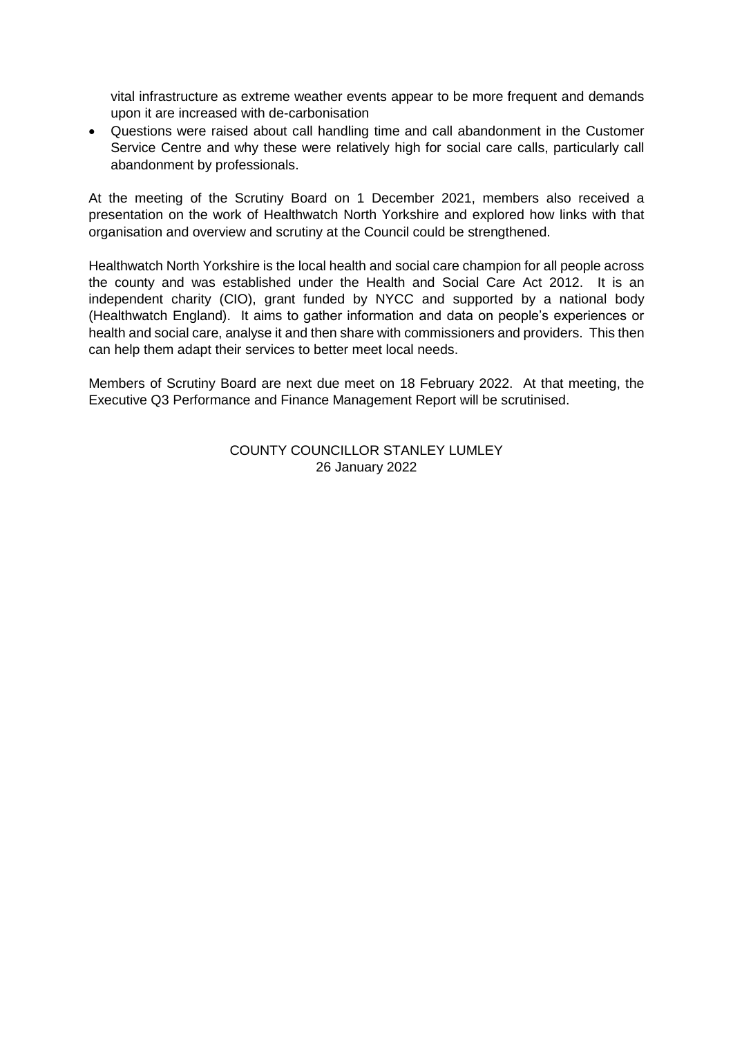vital infrastructure as extreme weather events appear to be more frequent and demands upon it are increased with de-carbonisation

- Questions were raised about call handling time and call abandonment in the Customer Service Centre and why these were relatively high for social care calls, particularly call abandonment by professionals.

At the meeting of the Scrutiny Board on 1 December 2021, members also received a presentation on the work of Healthwatch North Yorkshire and explored how links with that organisation and overview and scrutiny at the Council could be strengthened.

Healthwatch North Yorkshire is the local health and social care champion for all people across the county and was established under the Health and Social Care Act 2012. It is an independent charity (CIO), grant funded by NYCC and supported by a national body (Healthwatch England). It aims to gather information and data on people's experiences or health and social care, analyse it and then share with commissioners and providers. This then can help them adapt their services to better meet local needs.

Members of Scrutiny Board are next due meet on 18 February 2022. At that meeting, the Executive Q3 Performance and Finance Management Report will be scrutinised.

COUNTY COUNCILLOR STANLEY LUMLEY
26 January 2022